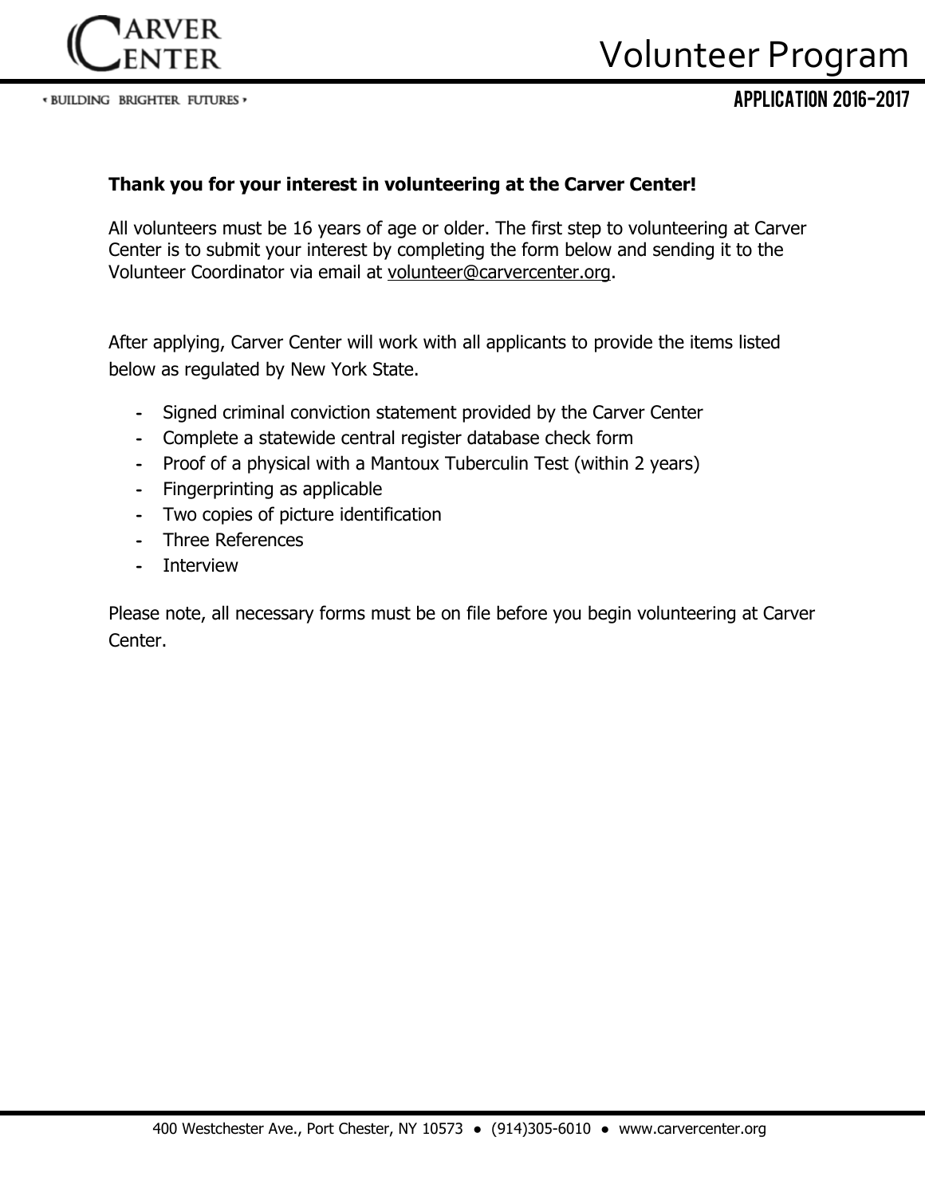# Volunteer Program

## APPLICATION 2016-2017

**Thank you for your interest in volunteering at the Carver Center!**

All volunteers must be 16 years of age or older. The first step to volunteering at Carver Center is to submit your interest by completing the form below and sending it to the Volunteer Coordinator via email at volunteer@carvercenter.org.

After applying, Carver Center will work with all applicants to provide the items listed below as regulated by New York State.

- Signed criminal conviction statement provided by the Carver Center
- Complete a statewide central register database check form
- Proof of a physical with a Mantoux Tuberculin Test (within 2 years)
- Fingerprinting as applicable
- Two copies of picture identification
- Three References
- Interview

Please note, all necessary forms must be on file before you begin volunteering at Carver Center.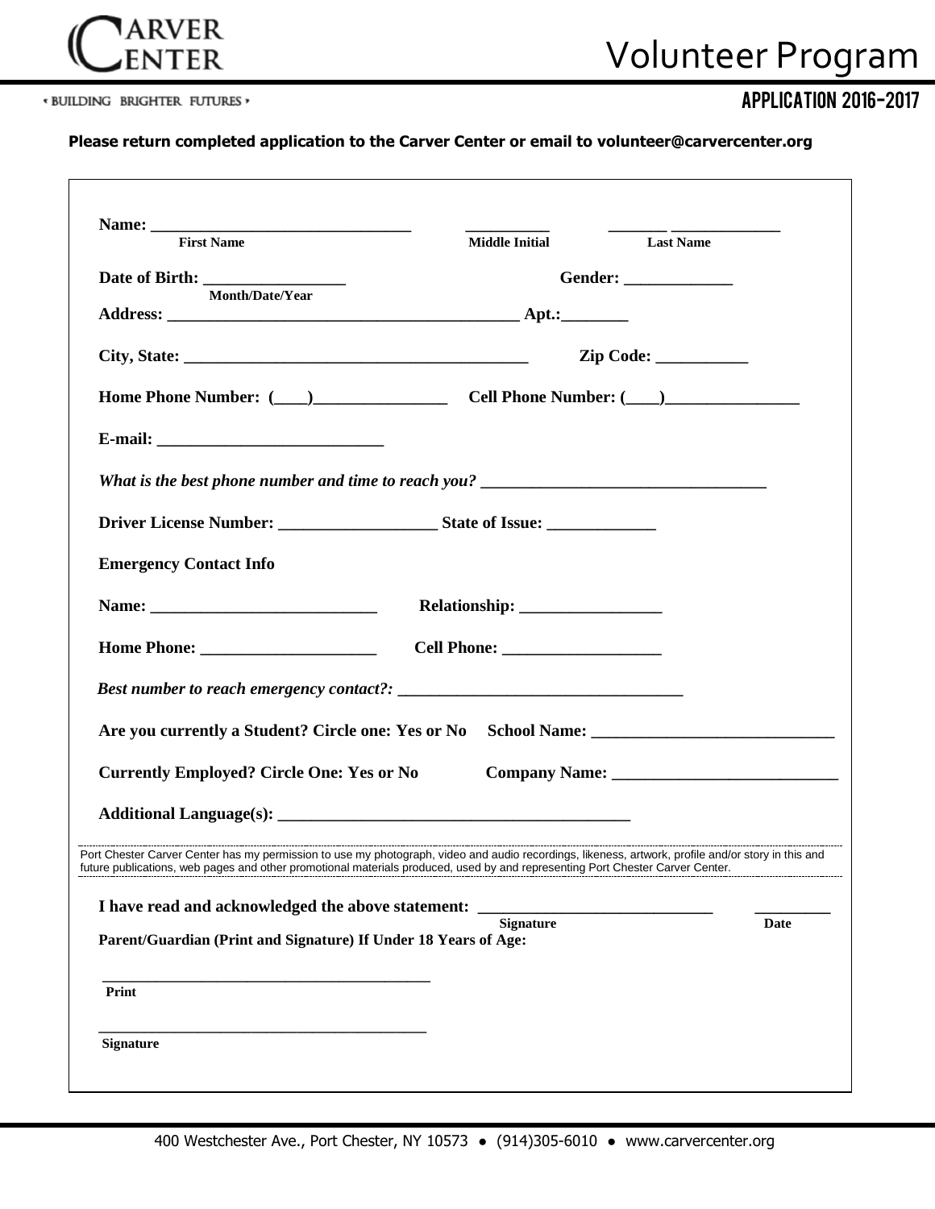CARVER CENTER

• BUILDING BRIGHTER FUTURES •

# Volunteer Program

## APPLICATION 2016-2017

**Please return completed application to the Carver Center or email to volunteer@carvercenter.org**

**Name:** ______________________________ __________ _______ ____________
**First Name** **Middle Initial** **Last Name**

**Date of Birth:** _________________ **Gender:** _____________
**Month/Date/Year**

**Address:** __________________________________________ **Apt.:**________

**City, State:** __________________________________________ **Zip Code:** ___________

**Home Phone Number: (____)________________ Cell Phone Number: (____)________________**

**E-mail:** ___________________________

***What is the best phone number and time to reach you?*** __________________________________

**Driver License Number:** ___________________ **State of Issue:** _____________

**Emergency Contact Info**

**Name:** ___________________________ **Relationship:** _________________

**Home Phone:** _____________________ **Cell Phone:** ___________________

***Best number to reach emergency contact?:*** __________________________________

**Are you currently a Student? Circle one: Yes or No School Name:** _____________________________

**Currently Employed? Circle One: Yes or No Company Name:** ___________________________

**Additional Language(s):** __________________________________________

Port Chester Carver Center has my permission to use my photograph, video and audio recordings, likeness, artwork, profile and/or story in this and future publications, web pages and other promotional materials produced, used by and representing Port Chester Carver Center.

**I have read and acknowledged the above statement:** ____________________________ _________
**Signature** **Date**

**Parent/Guardian (Print and Signature) If Under 18 Years of Age:**

_________________________________________
**Print**

_________________________________________
**Signature**

400 Westchester Ave., Port Chester, NY 10573 ● (914)305-6010 ● www.carvercenter.org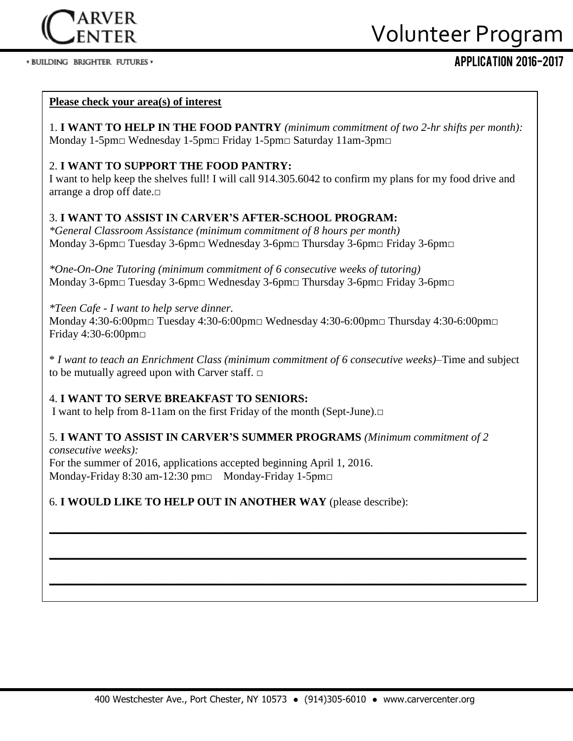# Volunteer Program

## APPLICATION 2016-2017

**Please check your area(s) of interest**

1. **I WANT TO HELP IN THE FOOD PANTRY** *(minimum commitment of two 2-hr shifts per month):*
Monday 1-5pm□ Wednesday 1-5pm□ Friday 1-5pm□ Saturday 11am-3pm□

2. **I WANT TO SUPPORT THE FOOD PANTRY:**
I want to help keep the shelves full! I will call 914.305.6042 to confirm my plans for my food drive and arrange a drop off date.□

3. **I WANT TO ASSIST IN CARVER'S AFTER-SCHOOL PROGRAM:**
*\*General Classroom Assistance (minimum commitment of 8 hours per month)*
Monday 3-6pm□ Tuesday 3-6pm□ Wednesday 3-6pm□ Thursday 3-6pm□ Friday 3-6pm□

*\*One-On-One Tutoring (minimum commitment of 6 consecutive weeks of tutoring)*
Monday 3-6pm□ Tuesday 3-6pm□ Wednesday 3-6pm□ Thursday 3-6pm□ Friday 3-6pm□

*\*Teen Cafe - I want to help serve dinner.*
Monday 4:30-6:00pm□ Tuesday 4:30-6:00pm□ Wednesday 4:30-6:00pm□ Thursday 4:30-6:00pm□ Friday 4:30-6:00pm□

\* *I want to teach an Enrichment Class (minimum commitment of 6 consecutive weeks)*–Time and subject to be mutually agreed upon with Carver staff. □

4. **I WANT TO SERVE BREAKFAST TO SENIORS:**
I want to help from 8-11am on the first Friday of the month (Sept-June).□

5. **I WANT TO ASSIST IN CARVER'S SUMMER PROGRAMS** *(Minimum commitment of 2 consecutive weeks):*
For the summer of 2016, applications accepted beginning April 1, 2016.
Monday-Friday 8:30 am-12:30 pm□ Monday-Friday 1-5pm□

6. **I WOULD LIKE TO HELP OUT IN ANOTHER WAY** (please describe):

\_\_\_\_\_\_\_\_\_\_\_\_\_\_\_\_\_\_\_\_\_\_\_\_\_\_\_\_\_\_\_\_\_\_\_\_\_\_\_\_\_\_\_\_\_\_\_\_\_\_\_\_\_\_\_\_\_\_\_\_\_\_\_\_

\_\_\_\_\_\_\_\_\_\_\_\_\_\_\_\_\_\_\_\_\_\_\_\_\_\_\_\_\_\_\_\_\_\_\_\_\_\_\_\_\_\_\_\_\_\_\_\_\_\_\_\_\_\_\_\_\_\_\_\_\_\_\_\_

\_\_\_\_\_\_\_\_\_\_\_\_\_\_\_\_\_\_\_\_\_\_\_\_\_\_\_\_\_\_\_\_\_\_\_\_\_\_\_\_\_\_\_\_\_\_\_\_\_\_\_\_\_\_\_\_\_\_\_\_\_\_\_\_